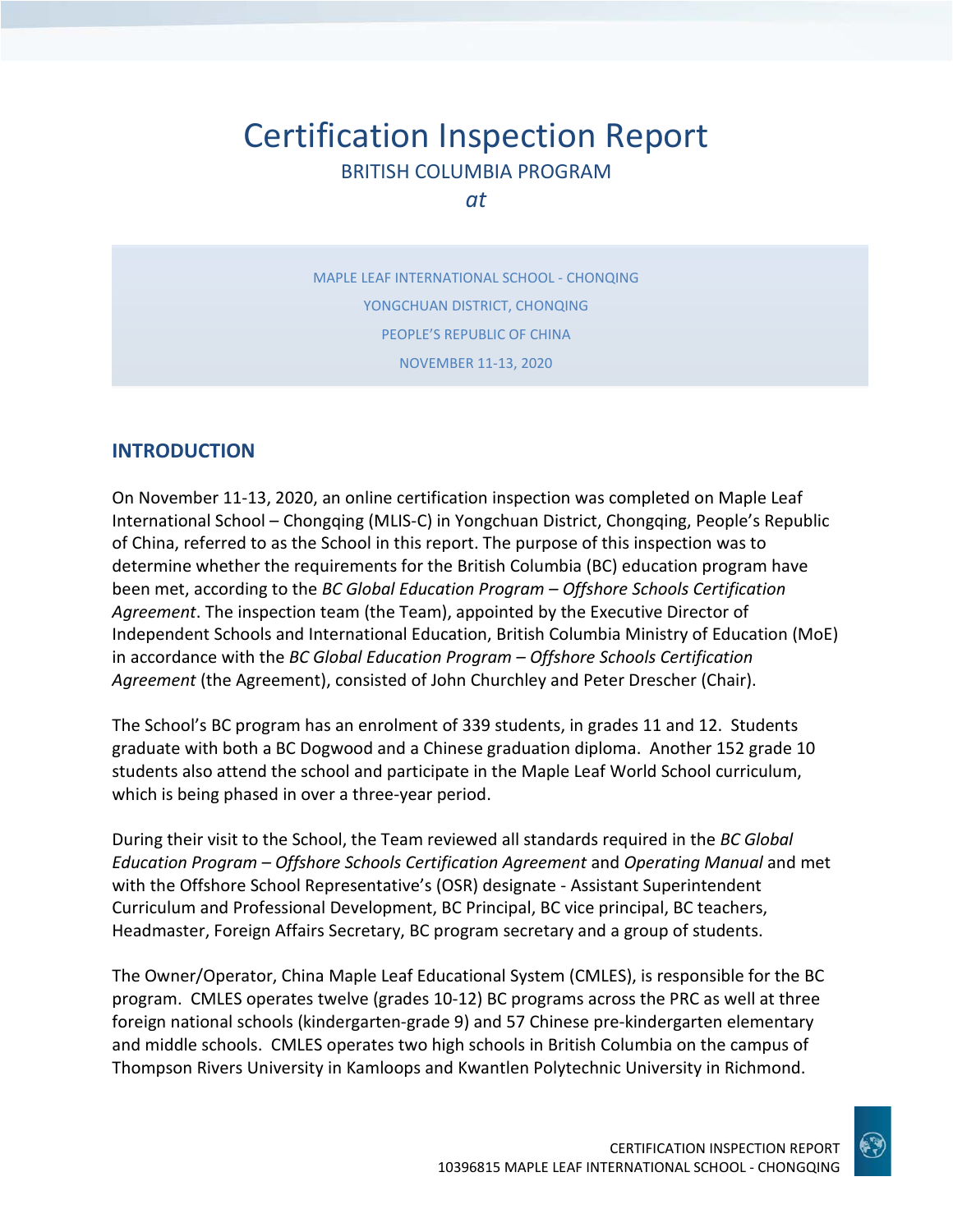# Certification Inspection Report

BRITISH COLUMBIA PROGRAM

*at*

MAPLE LEAF INTERNATIONAL SCHOOL - CHONQING

YONGCHUAN DISTRICT, CHONQING

PEOPLE'S REPUBLIC OF CHINA

NOVEMBER 11-13, 2020

## INTRODUCTION

On November 11-13, 2020, an online certification inspection was completed on Maple Leaf International School – Chongqing (MLIS-C) in Yongchuan District, Chongqing, People's Republic of China, referred to as the School in this report. The purpose of this inspection was to determine whether the requirements for the British Columbia (BC) education program have been met, according to the *BC Global Education Program – Offshore Schools Certification Agreement*. The inspection team (the Team), appointed by the Executive Director of Independent Schools and International Education, British Columbia Ministry of Education (MoE) in accordance with the *BC Global Education Program – Offshore Schools Certification Agreement* (the Agreement), consisted of John Churchley and Peter Drescher (Chair).

The School's BC program has an enrolment of 339 students, in grades 11 and 12. Students graduate with both a BC Dogwood and a Chinese graduation diploma. Another 152 grade 10 students also attend the school and participate in the Maple Leaf World School curriculum, which is being phased in over a three-year period.

During their visit to the School, the Team reviewed all standards required in the *BC Global Education Program – Offshore Schools Certification Agreement* and *Operating Manual* and met with the Offshore School Representative's (OSR) designate - Assistant Superintendent Curriculum and Professional Development, BC Principal, BC vice principal, BC teachers, Headmaster, Foreign Affairs Secretary, BC program secretary and a group of students.

The Owner/Operator, China Maple Leaf Educational System (CMLES), is responsible for the BC program. CMLES operates twelve (grades 10-12) BC programs across the PRC as well at three foreign national schools (kindergarten-grade 9) and 57 Chinese pre-kindergarten elementary and middle schools. CMLES operates two high schools in British Columbia on the campus of Thompson Rivers University in Kamloops and Kwantlen Polytechnic University in Richmond.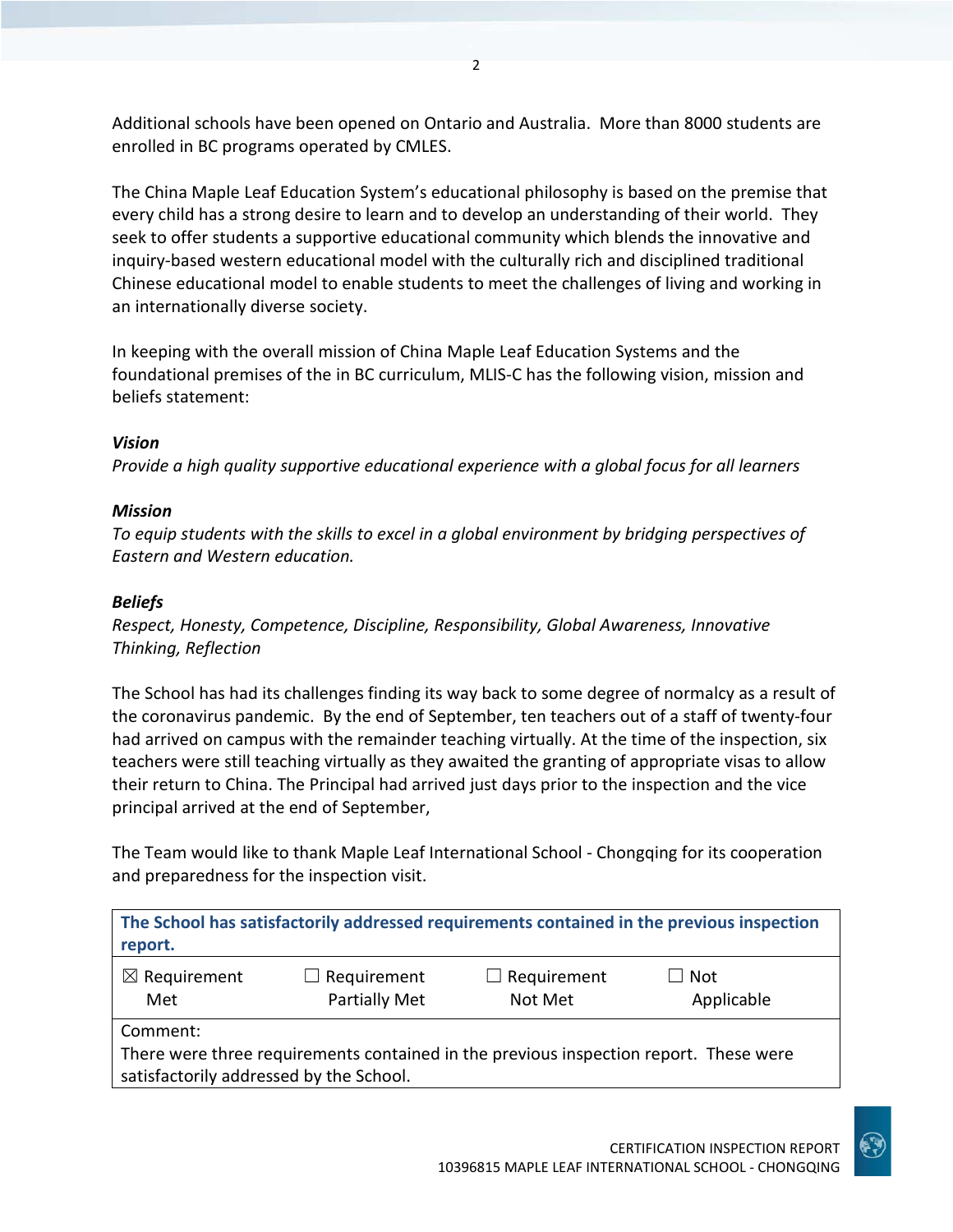Additional schools have been opened on Ontario and Australia. More than 8000 students are enrolled in BC programs operated by CMLES.

The China Maple Leaf Education System's educational philosophy is based on the premise that every child has a strong desire to learn and to develop an understanding of their world. They seek to offer students a supportive educational community which blends the innovative and inquiry-based western educational model with the culturally rich and disciplined traditional Chinese educational model to enable students to meet the challenges of living and working in an internationally diverse society.

In keeping with the overall mission of China Maple Leaf Education Systems and the foundational premises of the in BC curriculum, MLIS-C has the following vision, mission and beliefs statement:

***Vision***
*Provide a high quality supportive educational experience with a global focus for all learners*

***Mission***
*To equip students with the skills to excel in a global environment by bridging perspectives of Eastern and Western education.*

***Beliefs***
*Respect, Honesty, Competence, Discipline, Responsibility, Global Awareness, Innovative Thinking, Reflection*

The School has had its challenges finding its way back to some degree of normalcy as a result of the coronavirus pandemic. By the end of September, ten teachers out of a staff of twenty-four had arrived on campus with the remainder teaching virtually. At the time of the inspection, six teachers were still teaching virtually as they awaited the granting of appropriate visas to allow their return to China. The Principal had arrived just days prior to the inspection and the vice principal arrived at the end of September,

The Team would like to thank Maple Leaf International School - Chongqing for its cooperation and preparedness for the inspection visit.

| **The School has satisfactorily addressed requirements contained in the previous inspection report.** | | | |
|---|---|---|---|
| ☒ Requirement Met | ☐ Requirement Partially Met | ☐ Requirement Not Met | ☐ Not Applicable |
| Comment:<br>There were three requirements contained in the previous inspection report. These were satisfactorily addressed by the School. | | | |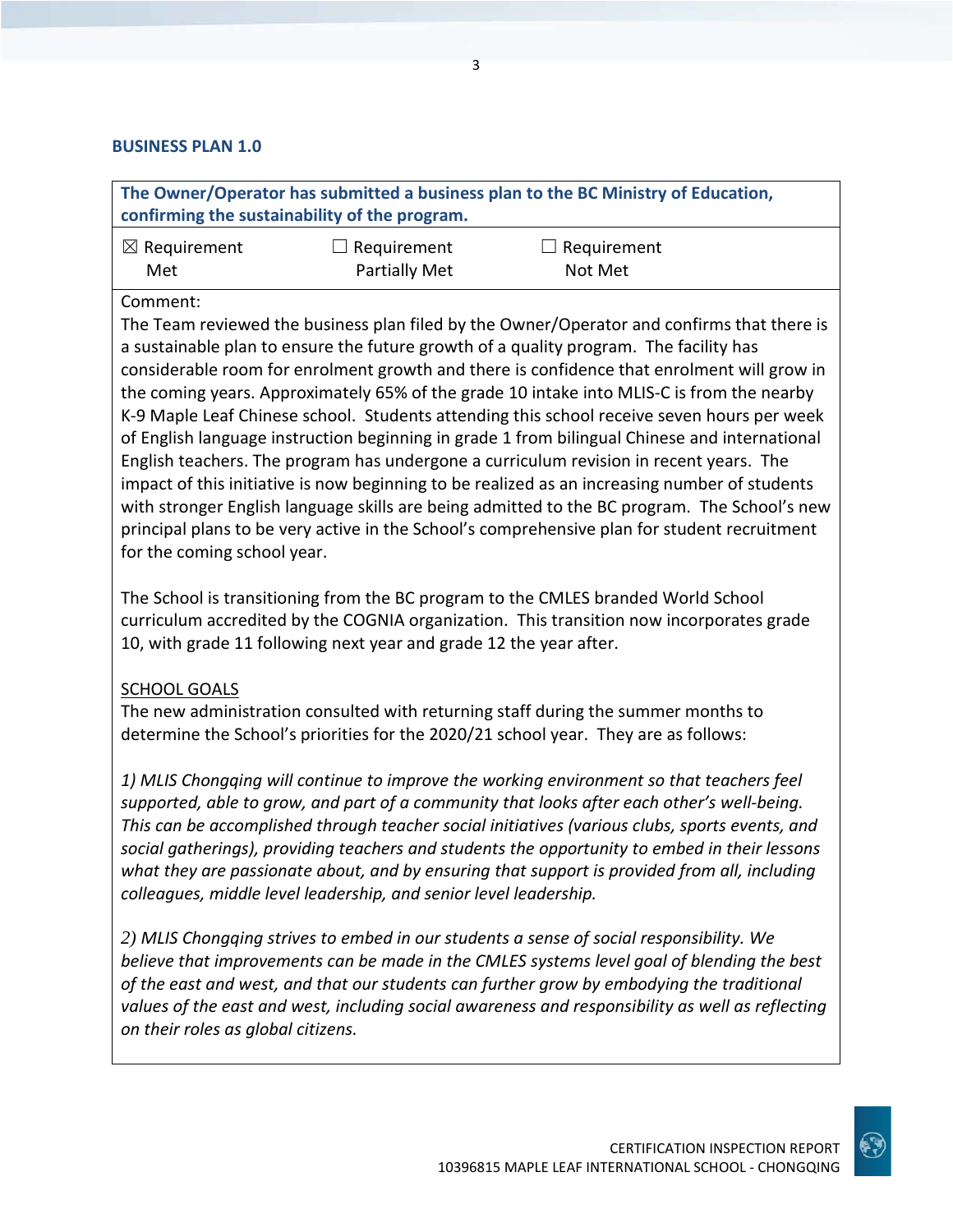### BUSINESS PLAN 1.0

**The Owner/Operator has submitted a business plan to the BC Ministry of Education, confirming the sustainability of the program.**

| ☒ Requirement Met | ☐ Requirement Partially Met | ☐ Requirement Not Met |
|---|---|---|

Comment:

The Team reviewed the business plan filed by the Owner/Operator and confirms that there is a sustainable plan to ensure the future growth of a quality program. The facility has considerable room for enrolment growth and there is confidence that enrolment will grow in the coming years. Approximately 65% of the grade 10 intake into MLIS-C is from the nearby K-9 Maple Leaf Chinese school. Students attending this school receive seven hours per week of English language instruction beginning in grade 1 from bilingual Chinese and international English teachers. The program has undergone a curriculum revision in recent years. The impact of this initiative is now beginning to be realized as an increasing number of students with stronger English language skills are being admitted to the BC program. The School's new principal plans to be very active in the School's comprehensive plan for student recruitment for the coming school year.

The School is transitioning from the BC program to the CMLES branded World School curriculum accredited by the COGNIA organization. This transition now incorporates grade 10, with grade 11 following next year and grade 12 the year after.

SCHOOL GOALS

The new administration consulted with returning staff during the summer months to determine the School's priorities for the 2020/21 school year. They are as follows:

*1) MLIS Chongqing will continue to improve the working environment so that teachers feel supported, able to grow, and part of a community that looks after each other's well-being. This can be accomplished through teacher social initiatives (various clubs, sports events, and social gatherings), providing teachers and students the opportunity to embed in their lessons what they are passionate about, and by ensuring that support is provided from all, including colleagues, middle level leadership, and senior level leadership.*

*2) MLIS Chongqing strives to embed in our students a sense of social responsibility. We believe that improvements can be made in the CMLES systems level goal of blending the best of the east and west, and that our students can further grow by embodying the traditional values of the east and west, including social awareness and responsibility as well as reflecting on their roles as global citizens.*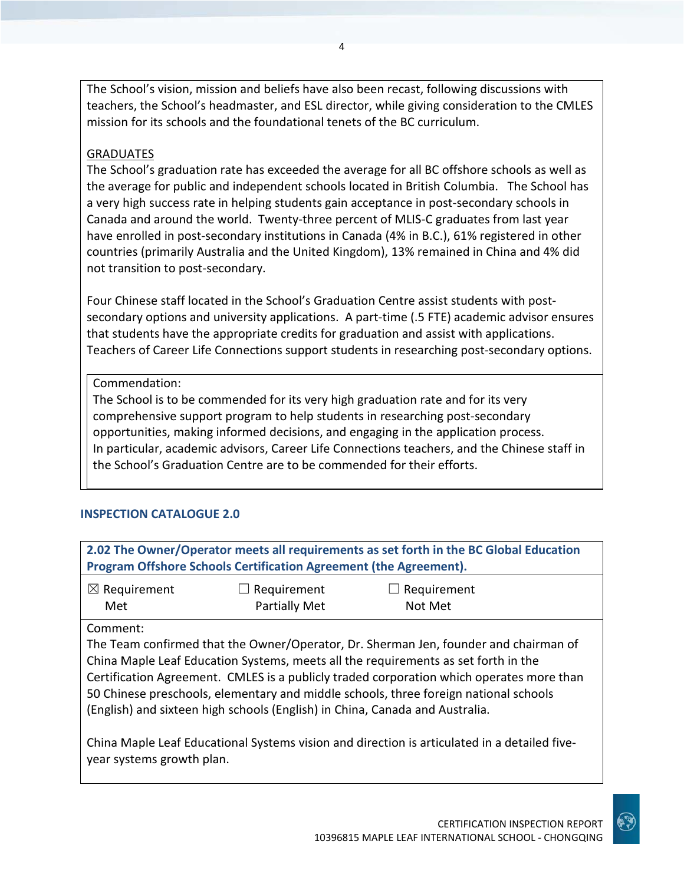The School's vision, mission and beliefs have also been recast, following discussions with teachers, the School's headmaster, and ESL director, while giving consideration to the CMLES mission for its schools and the foundational tenets of the BC curriculum.

GRADUATES

The School's graduation rate has exceeded the average for all BC offshore schools as well as the average for public and independent schools located in British Columbia. The School has a very high success rate in helping students gain acceptance in post-secondary schools in Canada and around the world. Twenty-three percent of MLIS-C graduates from last year have enrolled in post-secondary institutions in Canada (4% in B.C.), 61% registered in other countries (primarily Australia and the United Kingdom), 13% remained in China and 4% did not transition to post-secondary.

Four Chinese staff located in the School's Graduation Centre assist students with post-secondary options and university applications. A part-time (.5 FTE) academic advisor ensures that students have the appropriate credits for graduation and assist with applications. Teachers of Career Life Connections support students in researching post-secondary options.

Commendation:
The School is to be commended for its very high graduation rate and for its very comprehensive support program to help students in researching post-secondary opportunities, making informed decisions, and engaging in the application process. In particular, academic advisors, Career Life Connections teachers, and the Chinese staff in the School's Graduation Centre are to be commended for their efforts.

## INSPECTION CATALOGUE 2.0

**2.02 The Owner/Operator meets all requirements as set forth in the BC Global Education Program Offshore Schools Certification Agreement (the Agreement).**

| ☒ Requirement Met | ☐ Requirement Partially Met | ☐ Requirement Not Met |
|---|---|---|

Comment:
The Team confirmed that the Owner/Operator, Dr. Sherman Jen, founder and chairman of China Maple Leaf Education Systems, meets all the requirements as set forth in the Certification Agreement. CMLES is a publicly traded corporation which operates more than 50 Chinese preschools, elementary and middle schools, three foreign national schools (English) and sixteen high schools (English) in China, Canada and Australia.

China Maple Leaf Educational Systems vision and direction is articulated in a detailed five-year systems growth plan.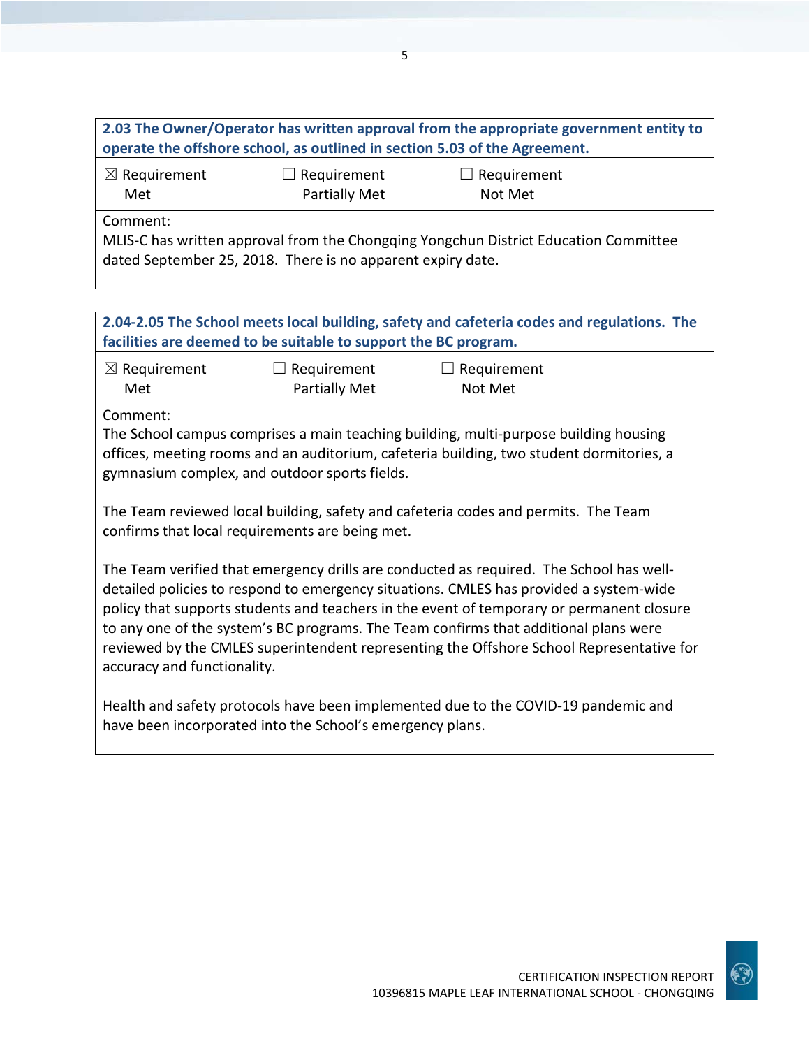**2.03 The Owner/Operator has written approval from the appropriate government entity to operate the offshore school, as outlined in section 5.03 of the Agreement.**

☒ Requirement Met ☐ Requirement Partially Met ☐ Requirement Not Met

Comment:
MLIS-C has written approval from the Chongqing Yongchun District Education Committee dated September 25, 2018. There is no apparent expiry date.

**2.04-2.05 The School meets local building, safety and cafeteria codes and regulations. The facilities are deemed to be suitable to support the BC program.**

☒ Requirement Met ☐ Requirement Partially Met ☐ Requirement Not Met

Comment:
The School campus comprises a main teaching building, multi-purpose building housing offices, meeting rooms and an auditorium, cafeteria building, two student dormitories, a gymnasium complex, and outdoor sports fields.

The Team reviewed local building, safety and cafeteria codes and permits. The Team confirms that local requirements are being met.

The Team verified that emergency drills are conducted as required. The School has well-detailed policies to respond to emergency situations. CMLES has provided a system-wide policy that supports students and teachers in the event of temporary or permanent closure to any one of the system's BC programs. The Team confirms that additional plans were reviewed by the CMLES superintendent representing the Offshore School Representative for accuracy and functionality.

Health and safety protocols have been implemented due to the COVID-19 pandemic and have been incorporated into the School's emergency plans.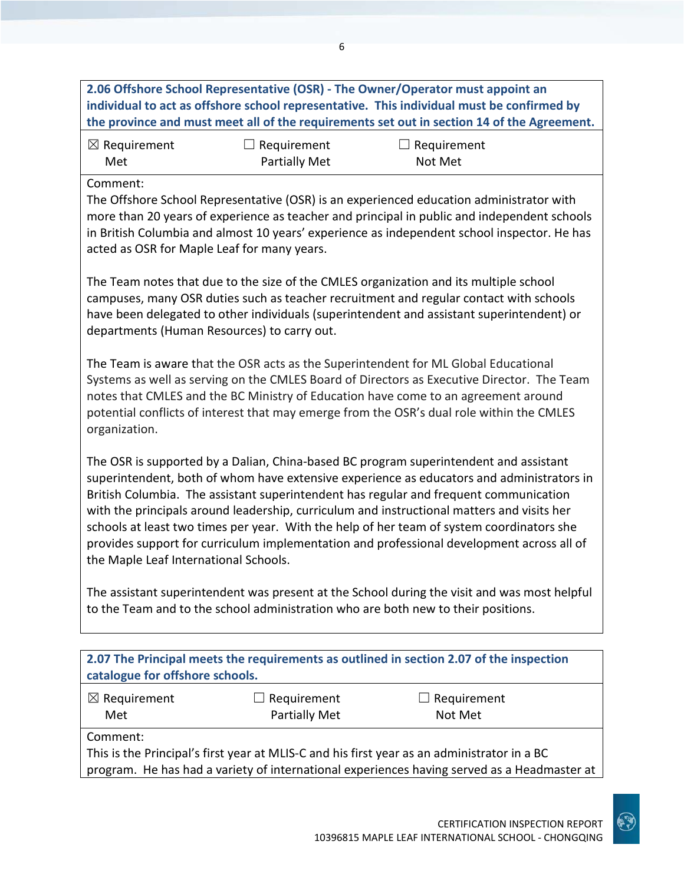**2.06 Offshore School Representative (OSR) - The Owner/Operator must appoint an individual to act as offshore school representative. This individual must be confirmed by the province and must meet all of the requirements set out in section 14 of the Agreement.**

| ☒ Requirement Met | ☐ Requirement Partially Met | ☐ Requirement Not Met |
|---|---|---|

Comment:

The Offshore School Representative (OSR) is an experienced education administrator with more than 20 years of experience as teacher and principal in public and independent schools in British Columbia and almost 10 years' experience as independent school inspector. He has acted as OSR for Maple Leaf for many years.

The Team notes that due to the size of the CMLES organization and its multiple school campuses, many OSR duties such as teacher recruitment and regular contact with schools have been delegated to other individuals (superintendent and assistant superintendent) or departments (Human Resources) to carry out.

The Team is aware that the OSR acts as the Superintendent for ML Global Educational Systems as well as serving on the CMLES Board of Directors as Executive Director. The Team notes that CMLES and the BC Ministry of Education have come to an agreement around potential conflicts of interest that may emerge from the OSR's dual role within the CMLES organization.

The OSR is supported by a Dalian, China-based BC program superintendent and assistant superintendent, both of whom have extensive experience as educators and administrators in British Columbia. The assistant superintendent has regular and frequent communication with the principals around leadership, curriculum and instructional matters and visits her schools at least two times per year. With the help of her team of system coordinators she provides support for curriculum implementation and professional development across all of the Maple Leaf International Schools.

The assistant superintendent was present at the School during the visit and was most helpful to the Team and to the school administration who are both new to their positions.

**2.07 The Principal meets the requirements as outlined in section 2.07 of the inspection catalogue for offshore schools.**

| ☒ Requirement Met | ☐ Requirement Partially Met | ☐ Requirement Not Met |
|---|---|---|

Comment:

This is the Principal's first year at MLIS-C and his first year as an administrator in a BC program. He has had a variety of international experiences having served as a Headmaster at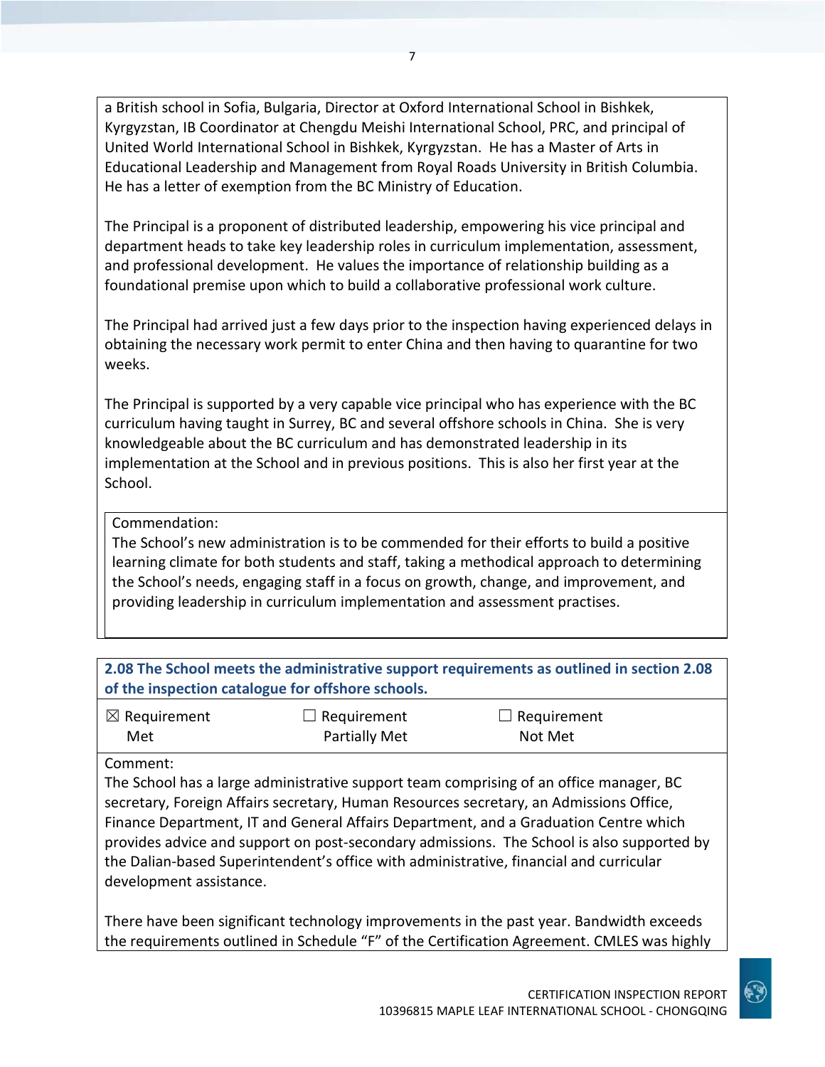a British school in Sofia, Bulgaria, Director at Oxford International School in Bishkek, Kyrgyzstan, IB Coordinator at Chengdu Meishi International School, PRC, and principal of United World International School in Bishkek, Kyrgyzstan. He has a Master of Arts in Educational Leadership and Management from Royal Roads University in British Columbia. He has a letter of exemption from the BC Ministry of Education.

The Principal is a proponent of distributed leadership, empowering his vice principal and department heads to take key leadership roles in curriculum implementation, assessment, and professional development. He values the importance of relationship building as a foundational premise upon which to build a collaborative professional work culture.

The Principal had arrived just a few days prior to the inspection having experienced delays in obtaining the necessary work permit to enter China and then having to quarantine for two weeks.

The Principal is supported by a very capable vice principal who has experience with the BC curriculum having taught in Surrey, BC and several offshore schools in China. She is very knowledgeable about the BC curriculum and has demonstrated leadership in its implementation at the School and in previous positions. This is also her first year at the School.

Commendation:
The School's new administration is to be commended for their efforts to build a positive learning climate for both students and staff, taking a methodical approach to determining the School's needs, engaging staff in a focus on growth, change, and improvement, and providing leadership in curriculum implementation and assessment practises.

**2.08 The School meets the administrative support requirements as outlined in section 2.08 of the inspection catalogue for offshore schools.**

| ☒ Requirement Met | ☐ Requirement Partially Met | ☐ Requirement Not Met |
|---|---|---|

Comment:
The School has a large administrative support team comprising of an office manager, BC secretary, Foreign Affairs secretary, Human Resources secretary, an Admissions Office, Finance Department, IT and General Affairs Department, and a Graduation Centre which provides advice and support on post-secondary admissions. The School is also supported by the Dalian-based Superintendent's office with administrative, financial and curricular development assistance.

There have been significant technology improvements in the past year. Bandwidth exceeds the requirements outlined in Schedule "F" of the Certification Agreement. CMLES was highly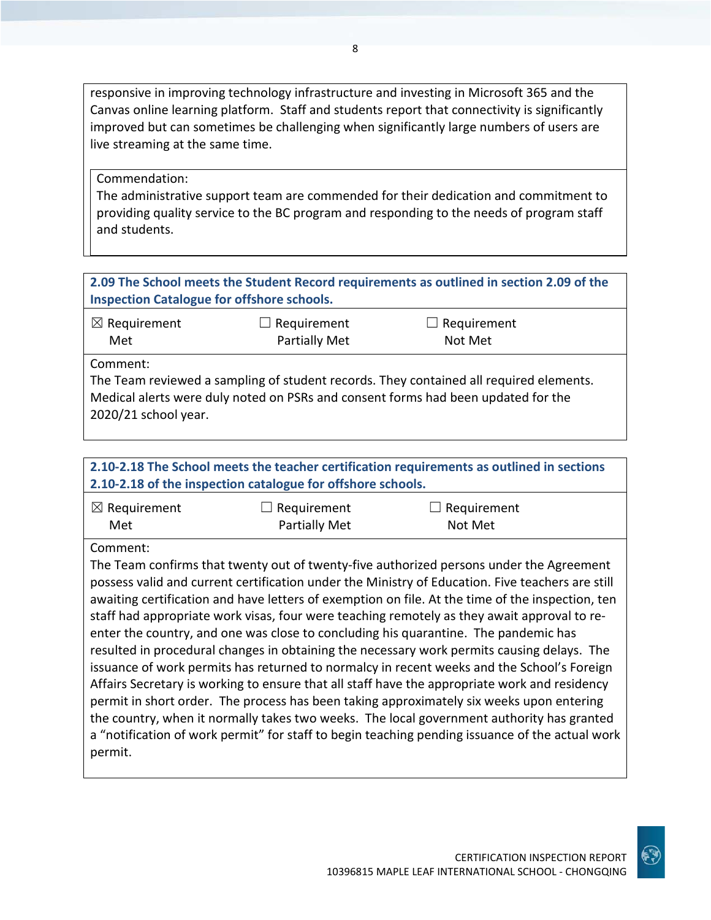responsive in improving technology infrastructure and investing in Microsoft 365 and the Canvas online learning platform.  Staff and students report that connectivity is significantly improved but can sometimes be challenging when significantly large numbers of users are live streaming at the same time.

Commendation:
The administrative support team are commended for their dedication and commitment to providing quality service to the BC program and responding to the needs of program staff and students.

**2.09 The School meets the Student Record requirements as outlined in section 2.09 of the Inspection Catalogue for offshore schools.**

| ☒ Requirement Met | ☐ Requirement Partially Met | ☐ Requirement Not Met |
|---|---|---|

Comment:
The Team reviewed a sampling of student records. They contained all required elements. Medical alerts were duly noted on PSRs and consent forms had been updated for the 2020/21 school year.

**2.10-2.18 The School meets the teacher certification requirements as outlined in sections 2.10-2.18 of the inspection catalogue for offshore schools.**

| ☒ Requirement Met | ☐ Requirement Partially Met | ☐ Requirement Not Met |
|---|---|---|

Comment:
The Team confirms that twenty out of twenty-five authorized persons under the Agreement possess valid and current certification under the Ministry of Education. Five teachers are still awaiting certification and have letters of exemption on file. At the time of the inspection, ten staff had appropriate work visas, four were teaching remotely as they await approval to re-enter the country, and one was close to concluding his quarantine.  The pandemic has resulted in procedural changes in obtaining the necessary work permits causing delays.  The issuance of work permits has returned to normalcy in recent weeks and the School's Foreign Affairs Secretary is working to ensure that all staff have the appropriate work and residency permit in short order.  The process has been taking approximately six weeks upon entering the country, when it normally takes two weeks.  The local government authority has granted a "notification of work permit" for staff to begin teaching pending issuance of the actual work permit.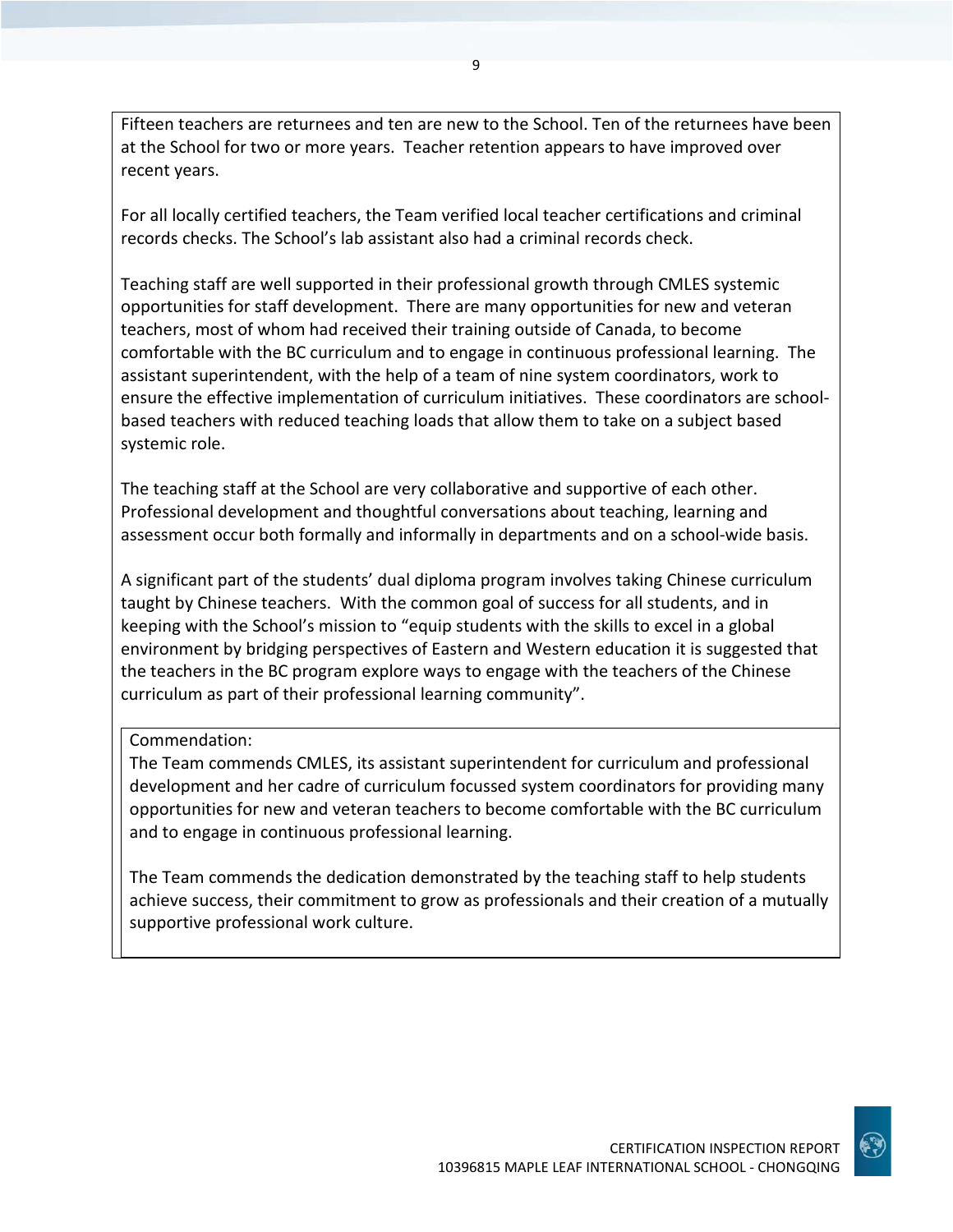Fifteen teachers are returnees and ten are new to the School. Ten of the returnees have been at the School for two or more years. Teacher retention appears to have improved over recent years.

For all locally certified teachers, the Team verified local teacher certifications and criminal records checks. The School's lab assistant also had a criminal records check.

Teaching staff are well supported in their professional growth through CMLES systemic opportunities for staff development. There are many opportunities for new and veteran teachers, most of whom had received their training outside of Canada, to become comfortable with the BC curriculum and to engage in continuous professional learning. The assistant superintendent, with the help of a team of nine system coordinators, work to ensure the effective implementation of curriculum initiatives. These coordinators are school-based teachers with reduced teaching loads that allow them to take on a subject based systemic role.

The teaching staff at the School are very collaborative and supportive of each other. Professional development and thoughtful conversations about teaching, learning and assessment occur both formally and informally in departments and on a school-wide basis.

A significant part of the students' dual diploma program involves taking Chinese curriculum taught by Chinese teachers. With the common goal of success for all students, and in keeping with the School's mission to "equip students with the skills to excel in a global environment by bridging perspectives of Eastern and Western education it is suggested that the teachers in the BC program explore ways to engage with the teachers of the Chinese curriculum as part of their professional learning community".

Commendation:
The Team commends CMLES, its assistant superintendent for curriculum and professional development and her cadre of curriculum focussed system coordinators for providing many opportunities for new and veteran teachers to become comfortable with the BC curriculum and to engage in continuous professional learning.

The Team commends the dedication demonstrated by the teaching staff to help students achieve success, their commitment to grow as professionals and their creation of a mutually supportive professional work culture.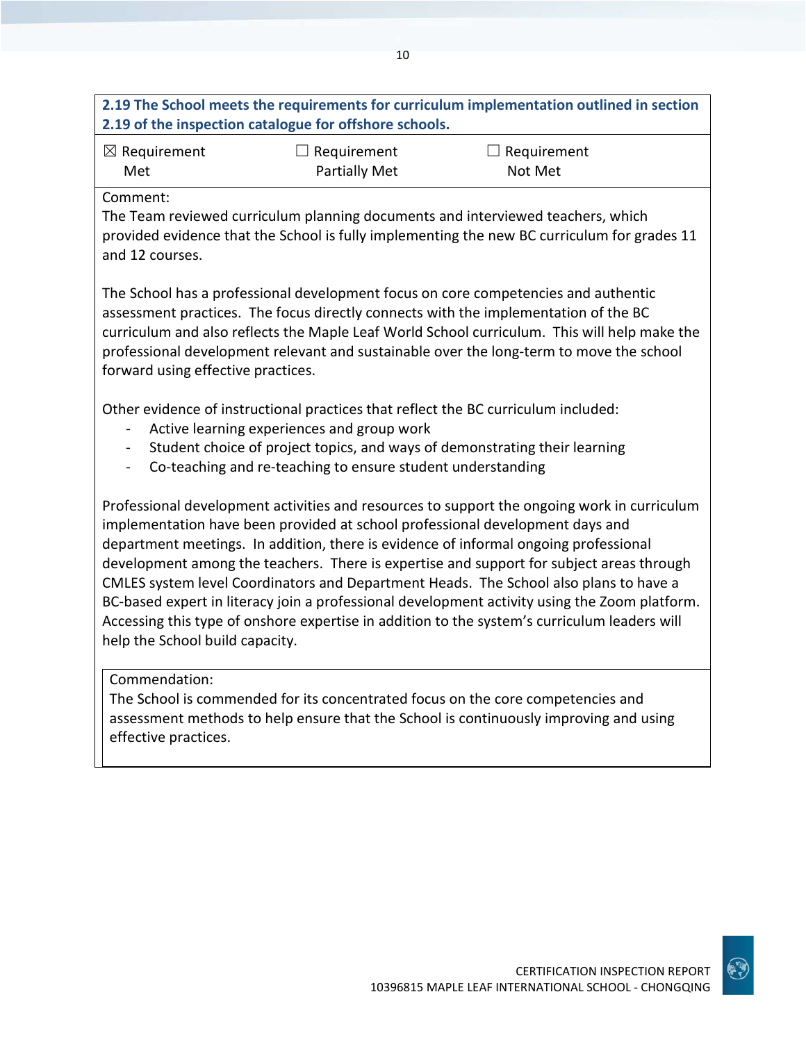**2.19 The School meets the requirements for curriculum implementation outlined in section 2.19 of the inspection catalogue for offshore schools.**

| ☒ Requirement Met | ☐ Requirement Partially Met | ☐ Requirement Not Met |
|---|---|---|

Comment:

The Team reviewed curriculum planning documents and interviewed teachers, which provided evidence that the School is fully implementing the new BC curriculum for grades 11 and 12 courses.

The School has a professional development focus on core competencies and authentic assessment practices. The focus directly connects with the implementation of the BC curriculum and also reflects the Maple Leaf World School curriculum. This will help make the professional development relevant and sustainable over the long-term to move the school forward using effective practices.

Other evidence of instructional practices that reflect the BC curriculum included:

- Active learning experiences and group work
- Student choice of project topics, and ways of demonstrating their learning
- Co-teaching and re-teaching to ensure student understanding

Professional development activities and resources to support the ongoing work in curriculum implementation have been provided at school professional development days and department meetings. In addition, there is evidence of informal ongoing professional development among the teachers. There is expertise and support for subject areas through CMLES system level Coordinators and Department Heads. The School also plans to have a BC-based expert in literacy join a professional development activity using the Zoom platform. Accessing this type of onshore expertise in addition to the system's curriculum leaders will help the School build capacity.

Commendation:

The School is commended for its concentrated focus on the core competencies and assessment methods to help ensure that the School is continuously improving and using effective practices.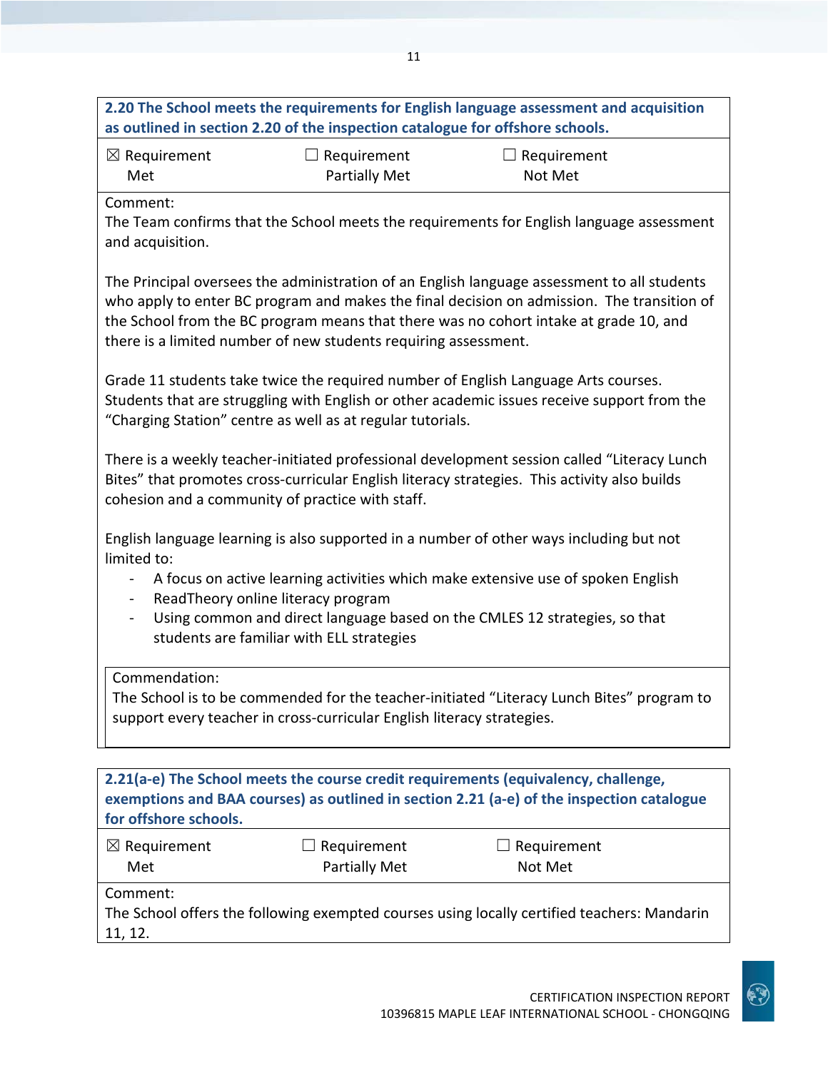**2.20 The School meets the requirements for English language assessment and acquisition as outlined in section 2.20 of the inspection catalogue for offshore schools.**

| ☒ Requirement Met | ☐ Requirement Partially Met | ☐ Requirement Not Met |
|---|---|---|

Comment:
The Team confirms that the School meets the requirements for English language assessment and acquisition.

The Principal oversees the administration of an English language assessment to all students who apply to enter BC program and makes the final decision on admission. The transition of the School from the BC program means that there was no cohort intake at grade 10, and there is a limited number of new students requiring assessment.

Grade 11 students take twice the required number of English Language Arts courses. Students that are struggling with English or other academic issues receive support from the "Charging Station" centre as well as at regular tutorials.

There is a weekly teacher-initiated professional development session called "Literacy Lunch Bites" that promotes cross-curricular English literacy strategies. This activity also builds cohesion and a community of practice with staff.

English language learning is also supported in a number of other ways including but not limited to:

- A focus on active learning activities which make extensive use of spoken English
- ReadTheory online literacy program
- Using common and direct language based on the CMLES 12 strategies, so that students are familiar with ELL strategies

Commendation:
The School is to be commended for the teacher-initiated "Literacy Lunch Bites" program to support every teacher in cross-curricular English literacy strategies.

**2.21(a-e) The School meets the course credit requirements (equivalency, challenge, exemptions and BAA courses) as outlined in section 2.21 (a-e) of the inspection catalogue for offshore schools.**

| ☒ Requirement Met | ☐ Requirement Partially Met | ☐ Requirement Not Met |
|---|---|---|

Comment:
The School offers the following exempted courses using locally certified teachers: Mandarin 11, 12.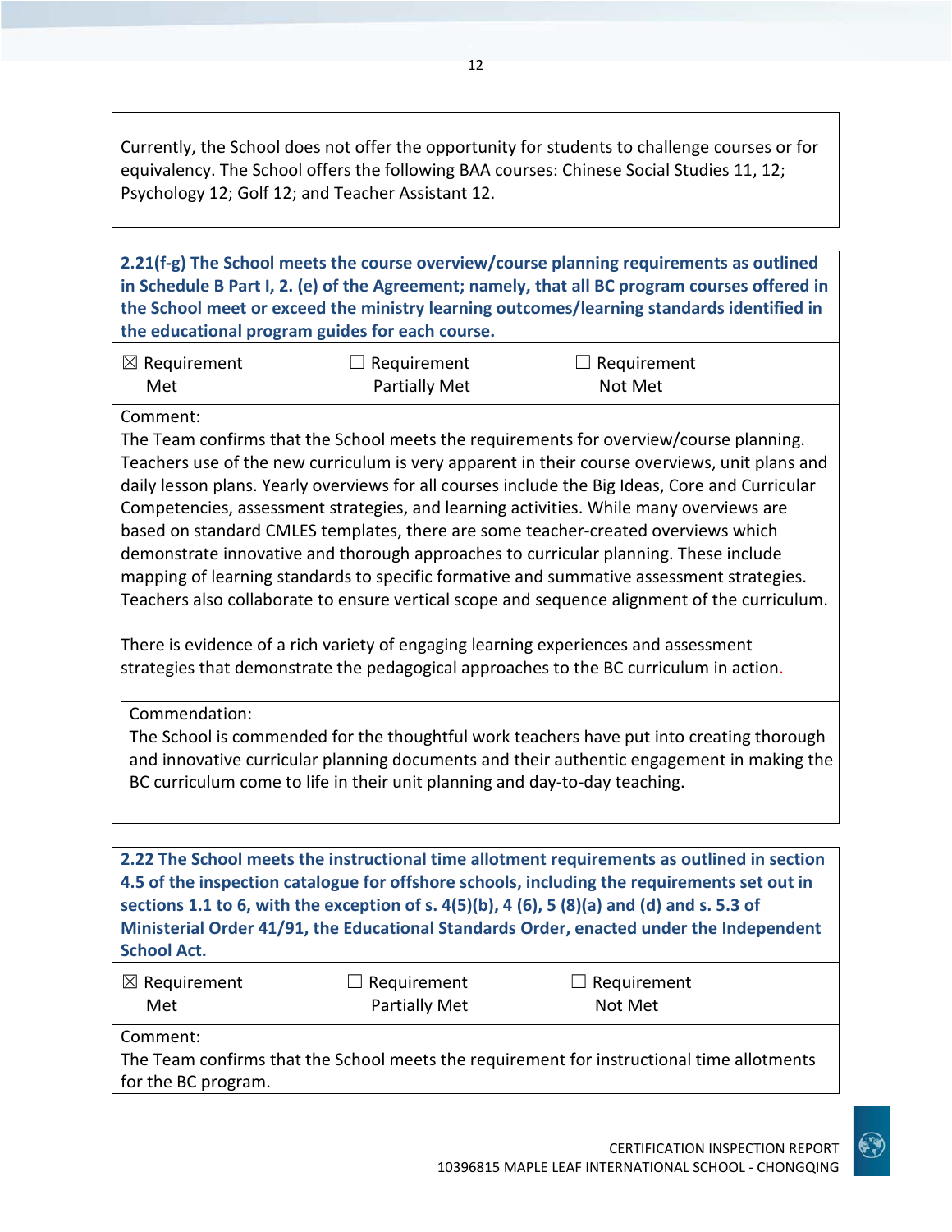Currently, the School does not offer the opportunity for students to challenge courses or for equivalency. The School offers the following BAA courses: Chinese Social Studies 11, 12; Psychology 12; Golf 12; and Teacher Assistant 12.

**2.21(f-g) The School meets the course overview/course planning requirements as outlined in Schedule B Part I, 2. (e) of the Agreement; namely, that all BC program courses offered in the School meet or exceed the ministry learning outcomes/learning standards identified in the educational program guides for each course.**

| ☒ Requirement Met | ☐ Requirement Partially Met | ☐ Requirement Not Met |
|---|---|---|

Comment:
The Team confirms that the School meets the requirements for overview/course planning. Teachers use of the new curriculum is very apparent in their course overviews, unit plans and daily lesson plans. Yearly overviews for all courses include the Big Ideas, Core and Curricular Competencies, assessment strategies, and learning activities. While many overviews are based on standard CMLES templates, there are some teacher-created overviews which demonstrate innovative and thorough approaches to curricular planning. These include mapping of learning standards to specific formative and summative assessment strategies. Teachers also collaborate to ensure vertical scope and sequence alignment of the curriculum.

There is evidence of a rich variety of engaging learning experiences and assessment strategies that demonstrate the pedagogical approaches to the BC curriculum in action.

Commendation:
The School is commended for the thoughtful work teachers have put into creating thorough and innovative curricular planning documents and their authentic engagement in making the BC curriculum come to life in their unit planning and day-to-day teaching.

**2.22 The School meets the instructional time allotment requirements as outlined in section 4.5 of the inspection catalogue for offshore schools, including the requirements set out in sections 1.1 to 6, with the exception of s. 4(5)(b), 4 (6), 5 (8)(a) and (d) and s. 5.3 of Ministerial Order 41/91, the Educational Standards Order, enacted under the Independent School Act.**

| ☒ Requirement Met | ☐ Requirement Partially Met | ☐ Requirement Not Met |
|---|---|---|

Comment:
The Team confirms that the School meets the requirement for instructional time allotments for the BC program.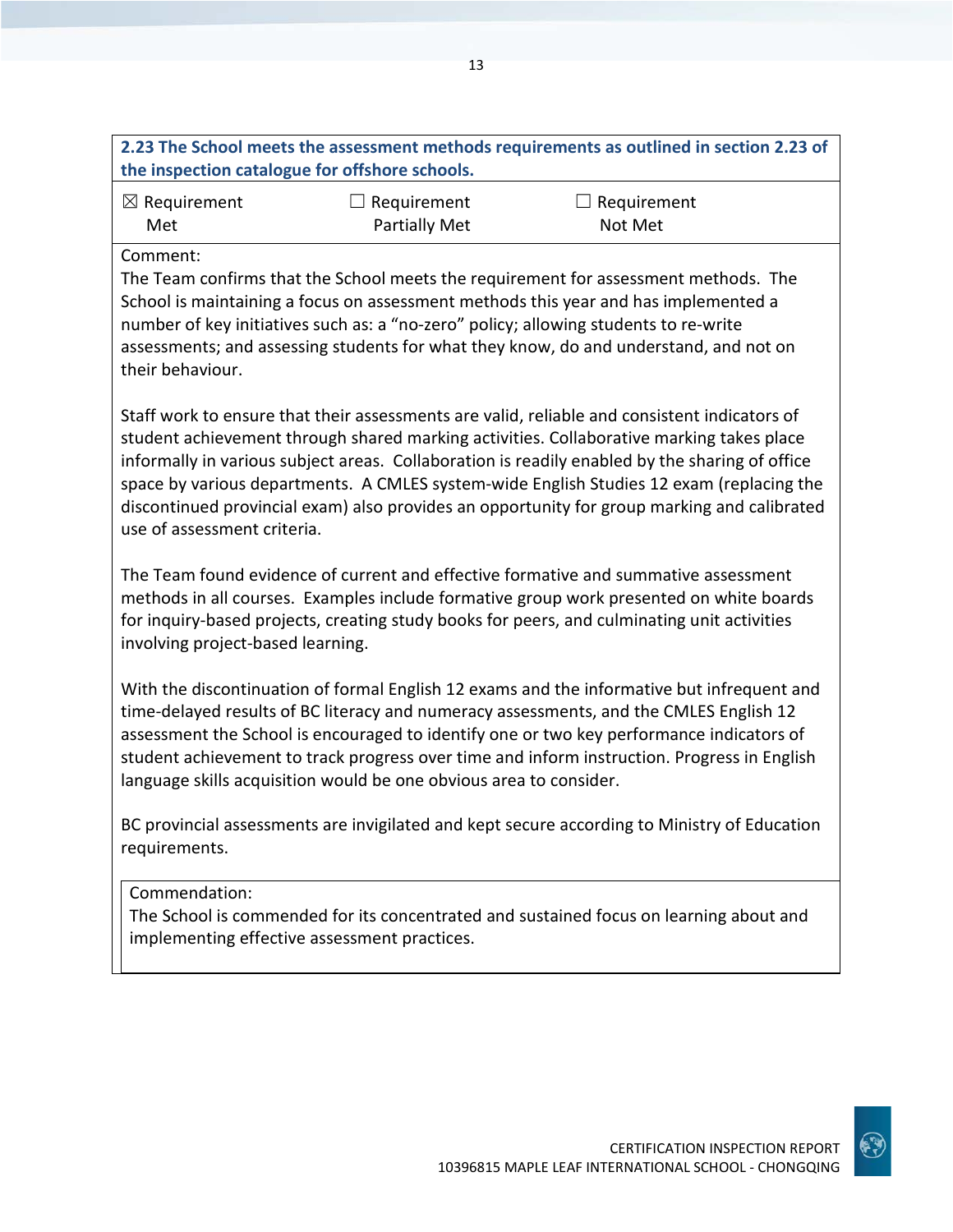**2.23 The School meets the assessment methods requirements as outlined in section 2.23 of the inspection catalogue for offshore schools.**

| ☒ Requirement Met | ☐ Requirement Partially Met | ☐ Requirement Not Met |
|---|---|---|

Comment:

The Team confirms that the School meets the requirement for assessment methods. The School is maintaining a focus on assessment methods this year and has implemented a number of key initiatives such as: a "no-zero" policy; allowing students to re-write assessments; and assessing students for what they know, do and understand, and not on their behaviour.

Staff work to ensure that their assessments are valid, reliable and consistent indicators of student achievement through shared marking activities. Collaborative marking takes place informally in various subject areas. Collaboration is readily enabled by the sharing of office space by various departments. A CMLES system-wide English Studies 12 exam (replacing the discontinued provincial exam) also provides an opportunity for group marking and calibrated use of assessment criteria.

The Team found evidence of current and effective formative and summative assessment methods in all courses. Examples include formative group work presented on white boards for inquiry-based projects, creating study books for peers, and culminating unit activities involving project-based learning.

With the discontinuation of formal English 12 exams and the informative but infrequent and time-delayed results of BC literacy and numeracy assessments, and the CMLES English 12 assessment the School is encouraged to identify one or two key performance indicators of student achievement to track progress over time and inform instruction. Progress in English language skills acquisition would be one obvious area to consider.

BC provincial assessments are invigilated and kept secure according to Ministry of Education requirements.

Commendation:

The School is commended for its concentrated and sustained focus on learning about and implementing effective assessment practices.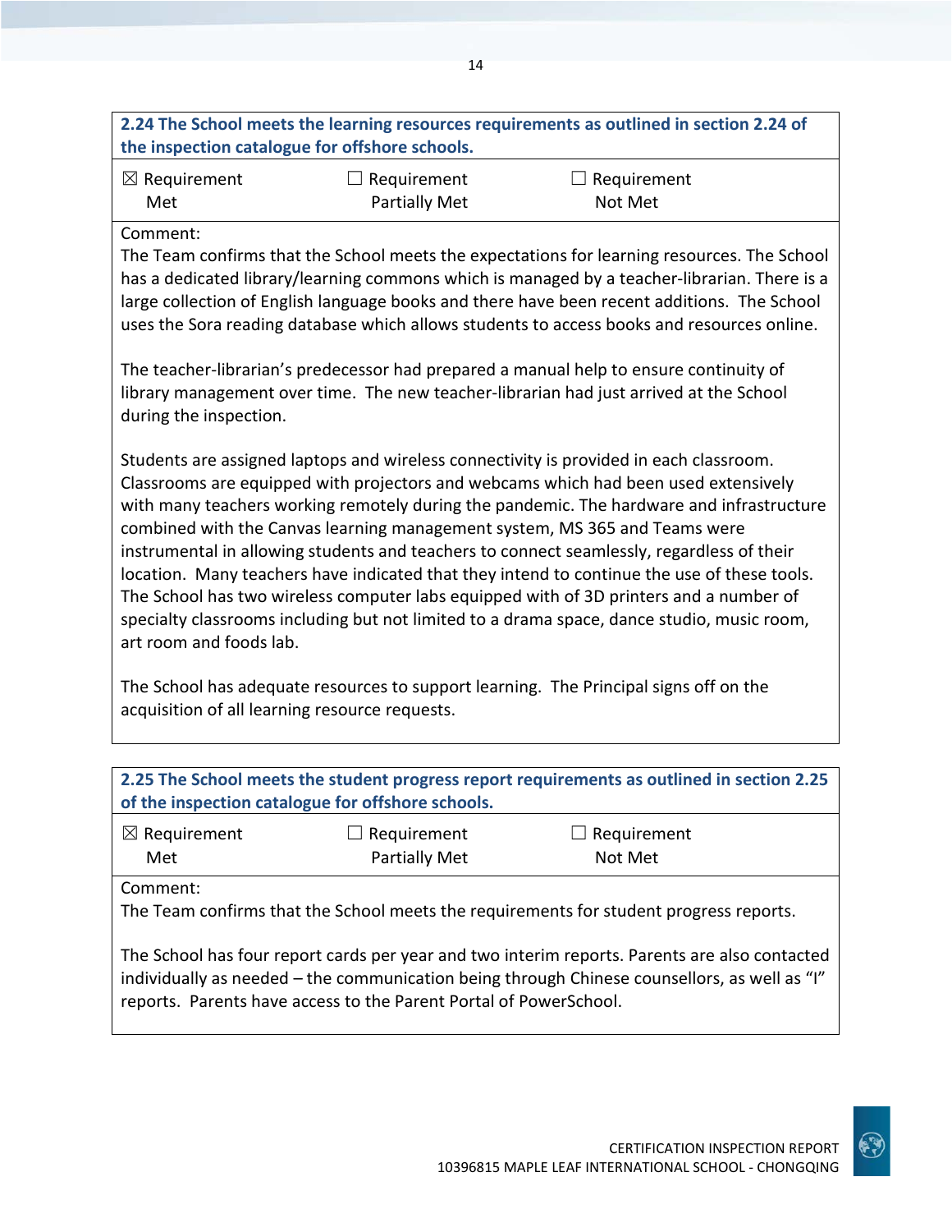**2.24 The School meets the learning resources requirements as outlined in section 2.24 of the inspection catalogue for offshore schools.**

| ☒ Requirement Met | ☐ Requirement Partially Met | ☐ Requirement Not Met |
|---|---|---|

Comment:

The Team confirms that the School meets the expectations for learning resources. The School has a dedicated library/learning commons which is managed by a teacher-librarian. There is a large collection of English language books and there have been recent additions. The School uses the Sora reading database which allows students to access books and resources online.

The teacher-librarian's predecessor had prepared a manual help to ensure continuity of library management over time. The new teacher-librarian had just arrived at the School during the inspection.

Students are assigned laptops and wireless connectivity is provided in each classroom. Classrooms are equipped with projectors and webcams which had been used extensively with many teachers working remotely during the pandemic. The hardware and infrastructure combined with the Canvas learning management system, MS 365 and Teams were instrumental in allowing students and teachers to connect seamlessly, regardless of their location. Many teachers have indicated that they intend to continue the use of these tools. The School has two wireless computer labs equipped with of 3D printers and a number of specialty classrooms including but not limited to a drama space, dance studio, music room, art room and foods lab.

The School has adequate resources to support learning. The Principal signs off on the acquisition of all learning resource requests.

**2.25 The School meets the student progress report requirements as outlined in section 2.25 of the inspection catalogue for offshore schools.**

| ☒ Requirement Met | ☐ Requirement Partially Met | ☐ Requirement Not Met |
|---|---|---|

Comment:

The Team confirms that the School meets the requirements for student progress reports.

The School has four report cards per year and two interim reports. Parents are also contacted individually as needed – the communication being through Chinese counsellors, as well as "I" reports. Parents have access to the Parent Portal of PowerSchool.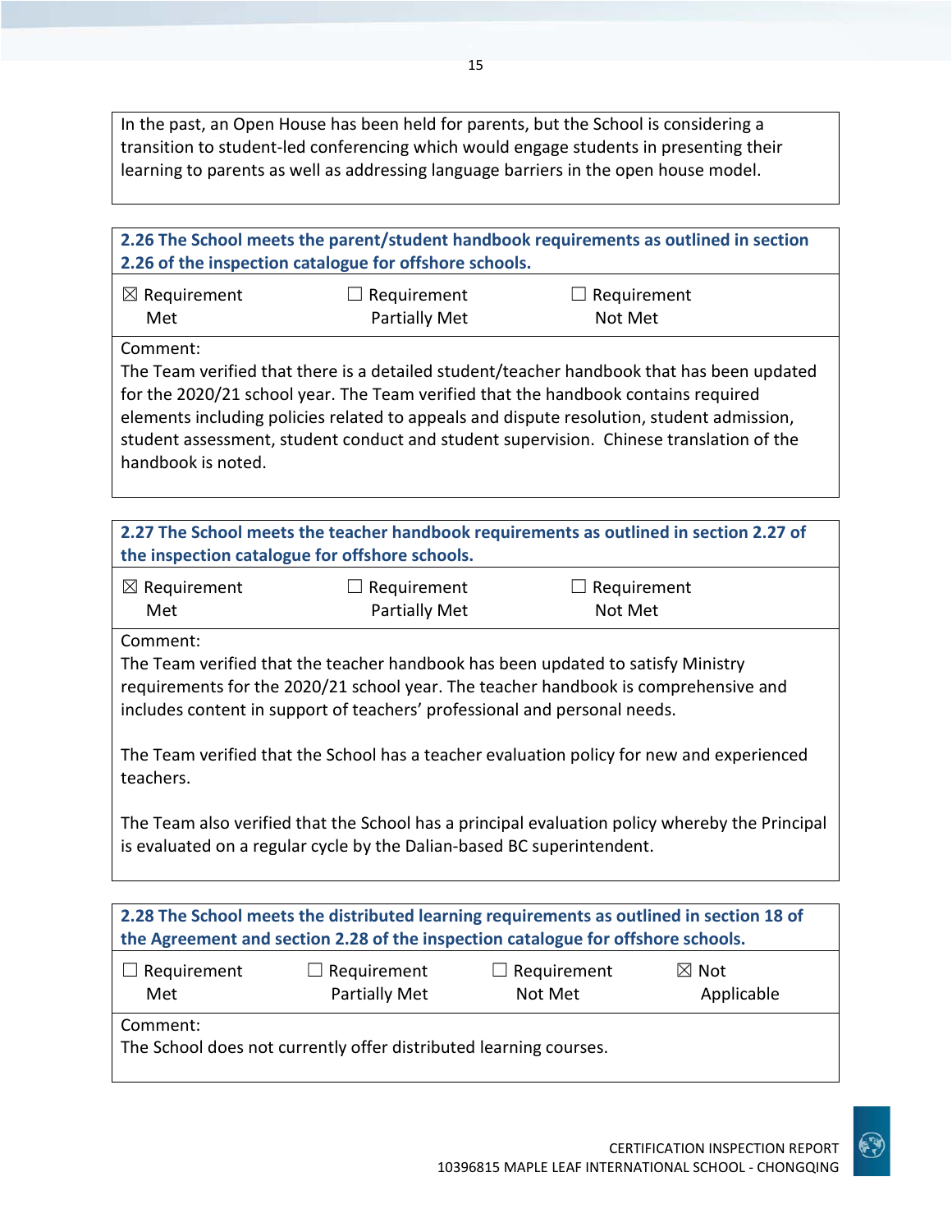In the past, an Open House has been held for parents, but the School is considering a transition to student-led conferencing which would engage students in presenting their learning to parents as well as addressing language barriers in the open house model.

**2.26 The School meets the parent/student handbook requirements as outlined in section 2.26 of the inspection catalogue for offshore schools.**

| ☒ Requirement Met | ☐ Requirement Partially Met | ☐ Requirement Not Met |
|---|---|---|

Comment:
The Team verified that there is a detailed student/teacher handbook that has been updated for the 2020/21 school year. The Team verified that the handbook contains required elements including policies related to appeals and dispute resolution, student admission, student assessment, student conduct and student supervision. Chinese translation of the handbook is noted.

**2.27 The School meets the teacher handbook requirements as outlined in section 2.27 of the inspection catalogue for offshore schools.**

| ☒ Requirement Met | ☐ Requirement Partially Met | ☐ Requirement Not Met |
|---|---|---|

Comment:
The Team verified that the teacher handbook has been updated to satisfy Ministry requirements for the 2020/21 school year. The teacher handbook is comprehensive and includes content in support of teachers' professional and personal needs.

The Team verified that the School has a teacher evaluation policy for new and experienced teachers.

The Team also verified that the School has a principal evaluation policy whereby the Principal is evaluated on a regular cycle by the Dalian-based BC superintendent.

**2.28 The School meets the distributed learning requirements as outlined in section 18 of the Agreement and section 2.28 of the inspection catalogue for offshore schools.**

| ☐ Requirement Met | ☐ Requirement Partially Met | ☐ Requirement Not Met | ☒ Not Applicable |
|---|---|---|---|

Comment:
The School does not currently offer distributed learning courses.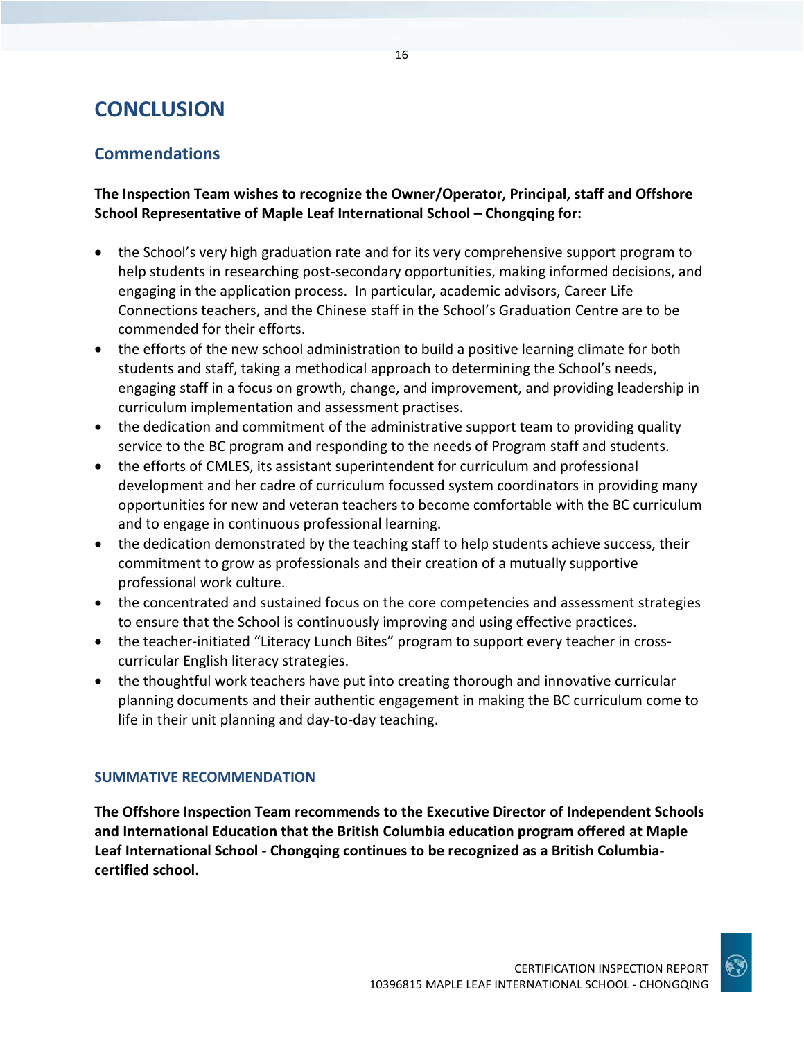# CONCLUSION

## Commendations

**The Inspection Team wishes to recognize the Owner/Operator, Principal, staff and Offshore School Representative of Maple Leaf International School – Chongqing for:**

- the School's very high graduation rate and for its very comprehensive support program to help students in researching post-secondary opportunities, making informed decisions, and engaging in the application process. In particular, academic advisors, Career Life Connections teachers, and the Chinese staff in the School's Graduation Centre are to be commended for their efforts.
- the efforts of the new school administration to build a positive learning climate for both students and staff, taking a methodical approach to determining the School's needs, engaging staff in a focus on growth, change, and improvement, and providing leadership in curriculum implementation and assessment practises.
- the dedication and commitment of the administrative support team to providing quality service to the BC program and responding to the needs of Program staff and students.
- the efforts of CMLES, its assistant superintendent for curriculum and professional development and her cadre of curriculum focussed system coordinators in providing many opportunities for new and veteran teachers to become comfortable with the BC curriculum and to engage in continuous professional learning.
- the dedication demonstrated by the teaching staff to help students achieve success, their commitment to grow as professionals and their creation of a mutually supportive professional work culture.
- the concentrated and sustained focus on the core competencies and assessment strategies to ensure that the School is continuously improving and using effective practices.
- the teacher-initiated "Literacy Lunch Bites" program to support every teacher in cross-curricular English literacy strategies.
- the thoughtful work teachers have put into creating thorough and innovative curricular planning documents and their authentic engagement in making the BC curriculum come to life in their unit planning and day-to-day teaching.

### SUMMATIVE RECOMMENDATION

**The Offshore Inspection Team recommends to the Executive Director of Independent Schools and International Education that the British Columbia education program offered at Maple Leaf International School - Chongqing continues to be recognized as a British Columbia-certified school.**